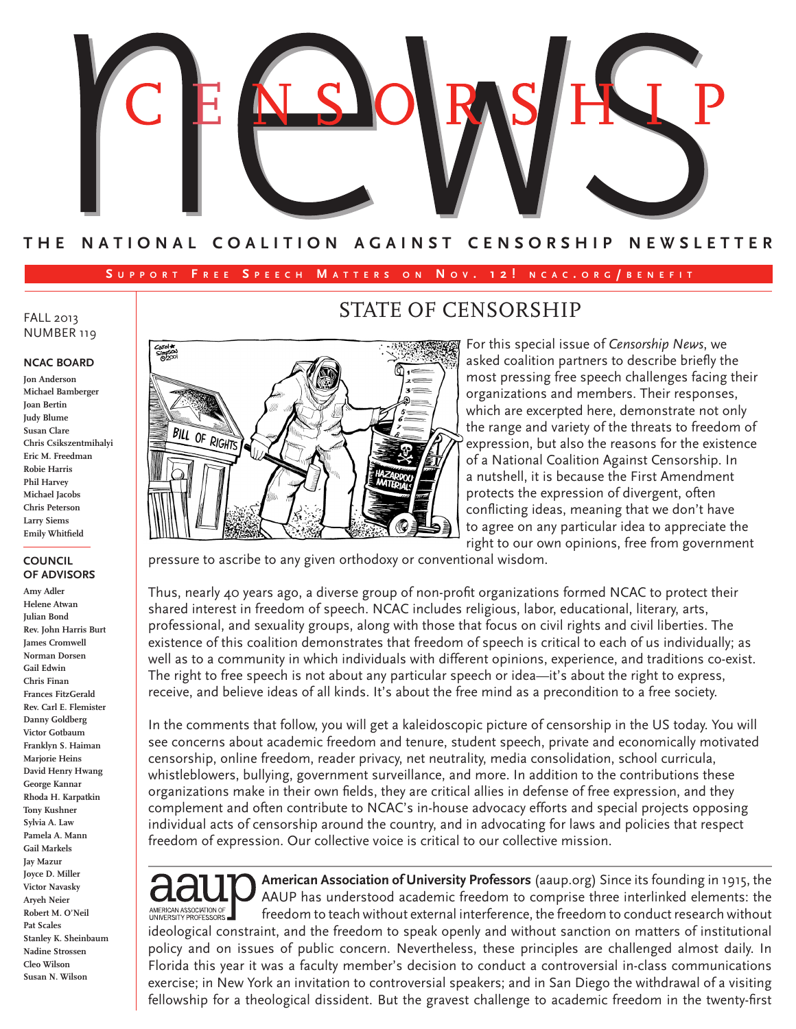# Censorship News

THE NATIONAL COALITION AGAINST CENSORSHIP NEWSLETTER

SUPPORT FREE SPEECH MATTERS ON NOV. 12! NCAC.ORG/BENEFIT

FALL 2013
NUMBER 119

**NCAC BOARD**

Jon Anderson
Michael Bamberger
Joan Bertin
Judy Blume
Susan Clare
Chris Csikszentmihalyi
Eric M. Freedman
Robie Harris
Phil Harvey
Michael Jacobs
Chris Peterson
Larry Siems
Emily Whitfield

**COUNCIL OF ADVISORS**

Amy Adler
Helene Atwan
Julian Bond
Rev. John Harris Burt
James Cromwell
Norman Dorsen
Gail Edwin
Chris Finan
Frances FitzGerald
Rev. Carl E. Flemister
Danny Goldberg
Victor Gotbaum
Franklyn S. Haiman
Marjorie Heins
David Henry Hwang
George Kannar
Rhoda H. Karpatkin
Tony Kushner
Sylvia A. Law
Pamela A. Mann
Gail Markels
Jay Mazur
Joyce D. Miller
Victor Navasky
Aryeh Neier
Robert M. O'Neil
Pat Scales
Stanley K. Sheinbaum
Nadine Strossen
Cleo Wilson
Susan N. Wilson

## STATE OF CENSORSHIP

For this special issue of *Censorship News*, we asked coalition partners to describe briefly the most pressing free speech challenges facing their organizations and members. Their responses, which are excerpted here, demonstrate not only the range and variety of the threats to freedom of expression, but also the reasons for the existence of a National Coalition Against Censorship. In a nutshell, it is because the First Amendment protects the expression of divergent, often conflicting ideas, meaning that we don't have to agree on any particular idea to appreciate the right to our own opinions, free from government pressure to ascribe to any given orthodoxy or conventional wisdom.

Thus, nearly 40 years ago, a diverse group of non-profit organizations formed NCAC to protect their shared interest in freedom of speech. NCAC includes religious, labor, educational, literary, arts, professional, and sexuality groups, along with those that focus on civil rights and civil liberties. The existence of this coalition demonstrates that freedom of speech is critical to each of us individually; as well as to a community in which individuals with different opinions, experience, and traditions co-exist. The right to free speech is not about any particular speech or idea—it's about the right to express, receive, and believe ideas of all kinds. It's about the free mind as a precondition to a free society.

In the comments that follow, you will get a kaleidoscopic picture of censorship in the US today. You will see concerns about academic freedom and tenure, student speech, private and economically motivated censorship, online freedom, reader privacy, net neutrality, media consolidation, school curricula, whistleblowers, bullying, government surveillance, and more. In addition to the contributions these organizations make in their own fields, they are critical allies in defense of free expression, and they complement and often contribute to NCAC's in-house advocacy efforts and special projects opposing individual acts of censorship around the country, and in advocating for laws and policies that respect freedom of expression. Our collective voice is critical to our collective mission.

**American Association of University Professors** (aaup.org) Since its founding in 1915, the AAUP has understood academic freedom to comprise three interlinked elements: the freedom to teach without external interference, the freedom to conduct research without ideological constraint, and the freedom to speak openly and without sanction on matters of institutional policy and on issues of public concern. Nevertheless, these principles are challenged almost daily. In Florida this year it was a faculty member's decision to conduct a controversial in-class communications exercise; in New York an invitation to controversial speakers; and in San Diego the withdrawal of a visiting fellowship for a theological dissident. But the gravest challenge to academic freedom in the twenty-first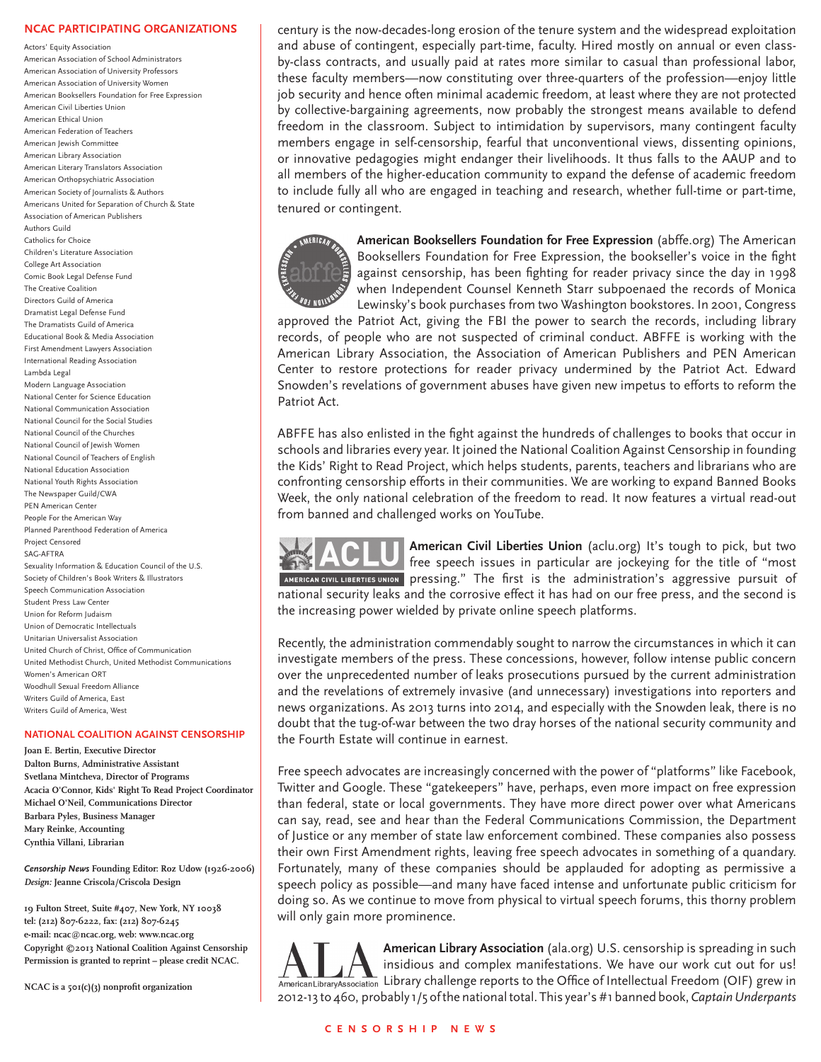## NCAC PARTICIPATING ORGANIZATIONS

Actors' Equity Association
American Association of School Administrators
American Association of University Professors
American Association of University Women
American Booksellers Foundation for Free Expression
American Civil Liberties Union
American Ethical Union
American Federation of Teachers
American Jewish Committee
American Library Association
American Literary Translators Association
American Orthopsychiatric Association
American Society of Journalists & Authors
Americans United for Separation of Church & State
Association of American Publishers
Authors Guild
Catholics for Choice
Children's Literature Association
College Art Association
Comic Book Legal Defense Fund
The Creative Coalition
Directors Guild of America
Dramatist Legal Defense Fund
The Dramatists Guild of America
Educational Book & Media Association
First Amendment Lawyers Association
International Reading Association
Lambda Legal
Modern Language Association
National Center for Science Education
National Communication Association
National Council for the Social Studies
National Council of the Churches
National Council of Jewish Women
National Council of Teachers of English
National Education Association
National Youth Rights Association
The Newspaper Guild/CWA
PEN American Center
People For the American Way
Planned Parenthood Federation of America
Project Censored
SAG-AFTRA
Sexuality Information & Education Council of the U.S.
Society of Children's Book Writers & Illustrators
Speech Communication Association
Student Press Law Center
Union for Reform Judaism
Union of Democratic Intellectuals
Unitarian Universalist Association
United Church of Christ, Office of Communication
United Methodist Church, United Methodist Communications
Women's American ORT
Woodhull Sexual Freedom Alliance
Writers Guild of America, East
Writers Guild of America, West

## NATIONAL COALITION AGAINST CENSORSHIP

**Joan E. Bertin, Executive Director**
**Dalton Burns, Administrative Assistant**
**Svetlana Mintcheva, Director of Programs**
**Acacia O'Connor, Kids' Right To Read Project Coordinator**
**Michael O'Neil, Communications Director**
**Barbara Pyles, Business Manager**
**Mary Reinke, Accounting**
**Cynthia Villani, Librarian**

***Censorship News*** **Founding Editor: Roz Udow (1926-2006)**
***Design:*** **Jeanne Criscola/Criscola Design**

**19 Fulton Street, Suite #407, New York, NY 10038**
**tel: (212) 807-6222, fax: (212) 807-6245**
**e-mail: ncac@ncac.org, web: www.ncac.org**
**Copyright ©2013 National Coalition Against Censorship**
**Permission is granted to reprint – please credit NCAC.**

**NCAC is a 501(c)(3) nonprofit organization**

century is the now-decades-long erosion of the tenure system and the widespread exploitation and abuse of contingent, especially part-time, faculty. Hired mostly on annual or even class-by-class contracts, and usually paid at rates more similar to casual than professional labor, these faculty members—now constituting over three-quarters of the profession—enjoy little job security and hence often minimal academic freedom, at least where they are not protected by collective-bargaining agreements, now probably the strongest means available to defend freedom in the classroom. Subject to intimidation by supervisors, many contingent faculty members engage in self-censorship, fearful that unconventional views, dissenting opinions, or innovative pedagogies might endanger their livelihoods. It thus falls to the AAUP and to all members of the higher-education community to expand the defense of academic freedom to include fully all who are engaged in teaching and research, whether full-time or part-time, tenured or contingent.

**American Booksellers Foundation for Free Expression** (abffe.org) The American Booksellers Foundation for Free Expression, the bookseller's voice in the fight against censorship, has been fighting for reader privacy since the day in 1998 when Independent Counsel Kenneth Starr subpoenaed the records of Monica Lewinsky's book purchases from two Washington bookstores. In 2001, Congress approved the Patriot Act, giving the FBI the power to search the records, including library records, of people who are not suspected of criminal conduct. ABFFE is working with the American Library Association, the Association of American Publishers and PEN American Center to restore protections for reader privacy undermined by the Patriot Act. Edward Snowden's revelations of government abuses have given new impetus to efforts to reform the Patriot Act.

ABFFE has also enlisted in the fight against the hundreds of challenges to books that occur in schools and libraries every year. It joined the National Coalition Against Censorship in founding the Kids' Right to Read Project, which helps students, parents, teachers and librarians who are confronting censorship efforts in their communities. We are working to expand Banned Books Week, the only national celebration of the freedom to read. It now features a virtual read-out from banned and challenged works on YouTube.

**American Civil Liberties Union** (aclu.org) It's tough to pick, but two free speech issues in particular are jockeying for the title of "most pressing." The first is the administration's aggressive pursuit of national security leaks and the corrosive effect it has had on our free press, and the second is the increasing power wielded by private online speech platforms.

Recently, the administration commendably sought to narrow the circumstances in which it can investigate members of the press. These concessions, however, follow intense public concern over the unprecedented number of leaks prosecutions pursued by the current administration and the revelations of extremely invasive (and unnecessary) investigations into reporters and news organizations. As 2013 turns into 2014, and especially with the Snowden leak, there is no doubt that the tug-of-war between the two dray horses of the national security community and the Fourth Estate will continue in earnest.

Free speech advocates are increasingly concerned with the power of "platforms" like Facebook, Twitter and Google. These "gatekeepers" have, perhaps, even more impact on free expression than federal, state or local governments. They have more direct power over what Americans can say, read, see and hear than the Federal Communications Commission, the Department of Justice or any member of state law enforcement combined. These companies also possess their own First Amendment rights, leaving free speech advocates in something of a quandary. Fortunately, many of these companies should be applauded for adopting as permissive a speech policy as possible—and many have faced intense and unfortunate public criticism for doing so. As we continue to move from physical to virtual speech forums, this thorny problem will only gain more prominence.

**American Library Association** (ala.org) U.S. censorship is spreading in such insidious and complex manifestations. We have our work cut out for us! Library challenge reports to the Office of Intellectual Freedom (OIF) grew in 2012-13 to 460, probably 1/5 of the national total. This year's #1 banned book, *Captain Underpants*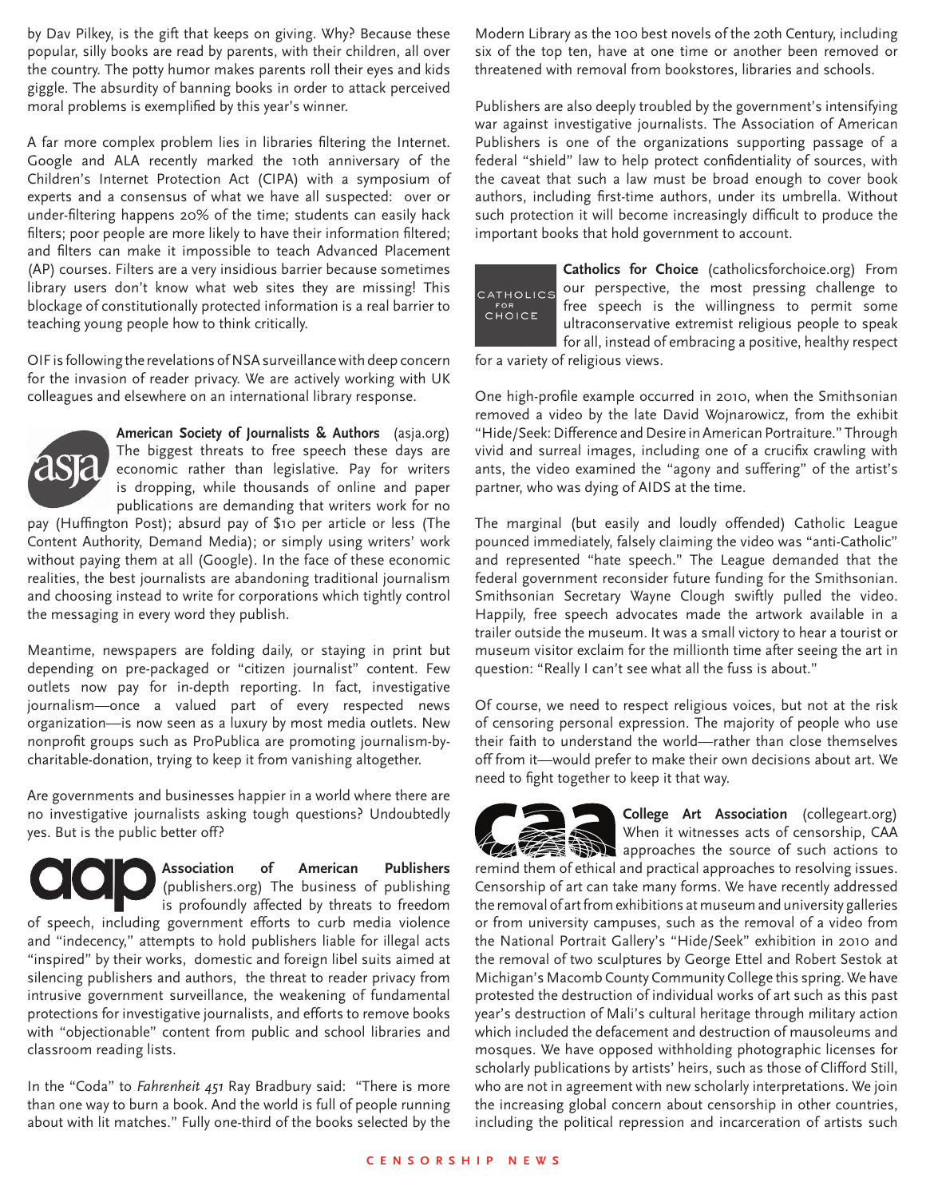by Dav Pilkey, is the gift that keeps on giving. Why? Because these popular, silly books are read by parents, with their children, all over the country. The potty humor makes parents roll their eyes and kids giggle. The absurdity of banning books in order to attack perceived moral problems is exemplified by this year's winner.

A far more complex problem lies in libraries filtering the Internet. Google and ALA recently marked the 10th anniversary of the Children's Internet Protection Act (CIPA) with a symposium of experts and a consensus of what we have all suspected: over or under-filtering happens 20% of the time; students can easily hack filters; poor people are more likely to have their information filtered; and filters can make it impossible to teach Advanced Placement (AP) courses. Filters are a very insidious barrier because sometimes library users don't know what web sites they are missing! This blockage of constitutionally protected information is a real barrier to teaching young people how to think critically.

OIF is following the revelations of NSA surveillance with deep concern for the invasion of reader privacy. We are actively working with UK colleagues and elsewhere on an international library response.

**American Society of Journalists & Authors** (asja.org) The biggest threats to free speech these days are economic rather than legislative. Pay for writers is dropping, while thousands of online and paper publications are demanding that writers work for no pay (Huffington Post); absurd pay of $10 per article or less (The Content Authority, Demand Media); or simply using writers' work without paying them at all (Google). In the face of these economic realities, the best journalists are abandoning traditional journalism and choosing instead to write for corporations which tightly control the messaging in every word they publish.

Meantime, newspapers are folding daily, or staying in print but depending on pre-packaged or "citizen journalist" content. Few outlets now pay for in-depth reporting. In fact, investigative journalism—once a valued part of every respected news organization—is now seen as a luxury by most media outlets. New nonprofit groups such as ProPublica are promoting journalism-by-charitable-donation, trying to keep it from vanishing altogether.

Are governments and businesses happier in a world where there are no investigative journalists asking tough questions? Undoubtedly yes. But is the public better off?

**Association of American Publishers** (publishers.org) The business of publishing is profoundly affected by threats to freedom of speech, including government efforts to curb media violence and "indecency," attempts to hold publishers liable for illegal acts "inspired" by their works, domestic and foreign libel suits aimed at silencing publishers and authors, the threat to reader privacy from intrusive government surveillance, the weakening of fundamental protections for investigative journalists, and efforts to remove books with "objectionable" content from public and school libraries and classroom reading lists.

In the "Coda" to *Fahrenheit 451* Ray Bradbury said: "There is more than one way to burn a book. And the world is full of people running about with lit matches." Fully one-third of the books selected by the Modern Library as the 100 best novels of the 20th Century, including six of the top ten, have at one time or another been removed or threatened with removal from bookstores, libraries and schools.

Publishers are also deeply troubled by the government's intensifying war against investigative journalists. The Association of American Publishers is one of the organizations supporting passage of a federal "shield" law to help protect confidentiality of sources, with the caveat that such a law must be broad enough to cover book authors, including first-time authors, under its umbrella. Without such protection it will become increasingly difficult to produce the important books that hold government to account.

**Catholics for Choice** (catholicsforchoice.org) From our perspective, the most pressing challenge to free speech is the willingness to permit some ultraconservative extremist religious people to speak for all, instead of embracing a positive, healthy respect for a variety of religious views.

One high-profile example occurred in 2010, when the Smithsonian removed a video by the late David Wojnarowicz, from the exhibit "Hide/Seek: Difference and Desire in American Portraiture." Through vivid and surreal images, including one of a crucifix crawling with ants, the video examined the "agony and suffering" of the artist's partner, who was dying of AIDS at the time.

The marginal (but easily and loudly offended) Catholic League pounced immediately, falsely claiming the video was "anti-Catholic" and represented "hate speech." The League demanded that the federal government reconsider future funding for the Smithsonian. Smithsonian Secretary Wayne Clough swiftly pulled the video. Happily, free speech advocates made the artwork available in a trailer outside the museum. It was a small victory to hear a tourist or museum visitor exclaim for the millionth time after seeing the art in question: "Really I can't see what all the fuss is about."

Of course, we need to respect religious voices, but not at the risk of censoring personal expression. The majority of people who use their faith to understand the world—rather than close themselves off from it—would prefer to make their own decisions about art. We need to fight together to keep it that way.

**College Art Association** (collegeart.org) When it witnesses acts of censorship, CAA approaches the source of such actions to remind them of ethical and practical approaches to resolving issues. Censorship of art can take many forms. We have recently addressed the removal of art from exhibitions at museum and university galleries or from university campuses, such as the removal of a video from the National Portrait Gallery's "Hide/Seek" exhibition in 2010 and the removal of two sculptures by George Ettel and Robert Sestok at Michigan's Macomb County Community College this spring. We have protested the destruction of individual works of art such as this past year's destruction of Mali's cultural heritage through military action which included the defacement and destruction of mausoleums and mosques. We have opposed withholding photographic licenses for scholarly publications by artists' heirs, such as those of Clifford Still, who are not in agreement with new scholarly interpretations. We join the increasing global concern about censorship in other countries, including the political repression and incarceration of artists such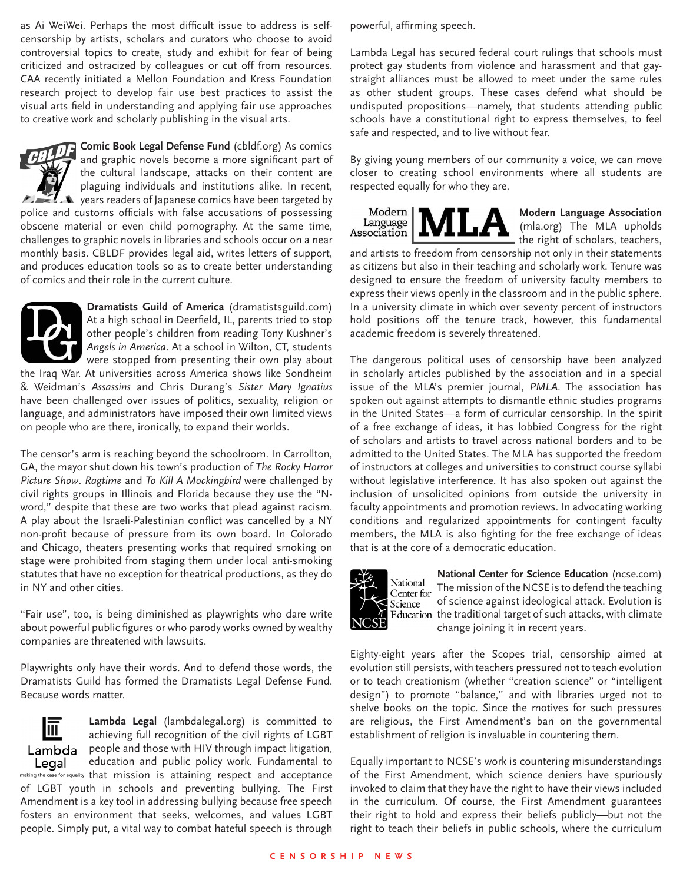as Ai WeiWei. Perhaps the most difficult issue to address is self-censorship by artists, scholars and curators who choose to avoid controversial topics to create, study and exhibit for fear of being criticized and ostracized by colleagues or cut off from resources. CAA recently initiated a Mellon Foundation and Kress Foundation research project to develop fair use best practices to assist the visual arts field in understanding and applying fair use approaches to creative work and scholarly publishing in the visual arts.

**Comic Book Legal Defense Fund** (cbldf.org) As comics and graphic novels become a more significant part of the cultural landscape, attacks on their content are plaguing individuals and institutions alike. In recent, years readers of Japanese comics have been targeted by police and customs officials with false accusations of possessing obscene material or even child pornography. At the same time, challenges to graphic novels in libraries and schools occur on a near monthly basis. CBLDF provides legal aid, writes letters of support, and produces education tools so as to create better understanding of comics and their role in the current culture.

**Dramatists Guild of America** (dramatistsguild.com) At a high school in Deerfield, IL, parents tried to stop other people's children from reading Tony Kushner's *Angels in America*. At a school in Wilton, CT, students were stopped from presenting their own play about the Iraq War. At universities across America shows like Sondheim & Weidman's *Assassins* and Chris Durang's *Sister Mary Ignatius* have been challenged over issues of politics, sexuality, religion or language, and administrators have imposed their own limited views on people who are there, ironically, to expand their worlds.

The censor's arm is reaching beyond the schoolroom. In Carrollton, GA, the mayor shut down his town's production of *The Rocky Horror Picture Show*. *Ragtime* and *To Kill A Mockingbird* were challenged by civil rights groups in Illinois and Florida because they use the "N-word," despite that these are two works that plead against racism. A play about the Israeli-Palestinian conflict was cancelled by a NY non-profit because of pressure from its own board. In Colorado and Chicago, theaters presenting works that required smoking on stage were prohibited from staging them under local anti-smoking statutes that have no exception for theatrical productions, as they do in NY and other cities.

"Fair use", too, is being diminished as playwrights who dare write about powerful public figures or who parody works owned by wealthy companies are threatened with lawsuits.

Playwrights only have their words. And to defend those words, the Dramatists Guild has formed the Dramatists Legal Defense Fund. Because words matter.

**Lambda Legal** (lambdalegal.org) is committed to achieving full recognition of the civil rights of LGBT people and those with HIV through impact litigation, education and public policy work. Fundamental to that mission is attaining respect and acceptance of LGBT youth in schools and preventing bullying. The First Amendment is a key tool in addressing bullying because free speech fosters an environment that seeks, welcomes, and values LGBT people. Simply put, a vital way to combat hateful speech is through powerful, affirming speech.

Lambda Legal has secured federal court rulings that schools must protect gay students from violence and harassment and that gay-straight alliances must be allowed to meet under the same rules as other student groups. These cases defend what should be undisputed propositions—namely, that students attending public schools have a constitutional right to express themselves, to feel safe and respected, and to live without fear.

By giving young members of our community a voice, we can move closer to creating school environments where all students are respected equally for who they are.

**Modern Language Association** (mla.org) The MLA upholds the right of scholars, teachers, and artists to freedom from censorship not only in their statements as citizens but also in their teaching and scholarly work. Tenure was designed to ensure the freedom of university faculty members to express their views openly in the classroom and in the public sphere. In a university climate in which over seventy percent of instructors hold positions off the tenure track, however, this fundamental academic freedom is severely threatened.

The dangerous political uses of censorship have been analyzed in scholarly articles published by the association and in a special issue of the MLA's premier journal, *PMLA*. The association has spoken out against attempts to dismantle ethnic studies programs in the United States—a form of curricular censorship. In the spirit of a free exchange of ideas, it has lobbied Congress for the right of scholars and artists to travel across national borders and to be admitted to the United States. The MLA has supported the freedom of instructors at colleges and universities to construct course syllabi without legislative interference. It has also spoken out against the inclusion of unsolicited opinions from outside the university in faculty appointments and promotion reviews. In advocating working conditions and regularized appointments for contingent faculty members, the MLA is also fighting for the free exchange of ideas that is at the core of a democratic education.

**National Center for Science Education** (ncse.com) The mission of the NCSE is to defend the teaching of science against ideological attack. Evolution is the traditional target of such attacks, with climate change joining it in recent years.

Eighty-eight years after the Scopes trial, censorship aimed at evolution still persists, with teachers pressured not to teach evolution or to teach creationism (whether "creation science" or "intelligent design") to promote "balance," and with libraries urged not to shelve books on the topic. Since the motives for such pressures are religious, the First Amendment's ban on the governmental establishment of religion is invaluable in countering them.

Equally important to NCSE's work is countering misunderstandings of the First Amendment, which science deniers have spuriously invoked to claim that they have the right to have their views included in the curriculum. Of course, the First Amendment guarantees their right to hold and express their beliefs publicly—but not the right to teach their beliefs in public schools, where the curriculum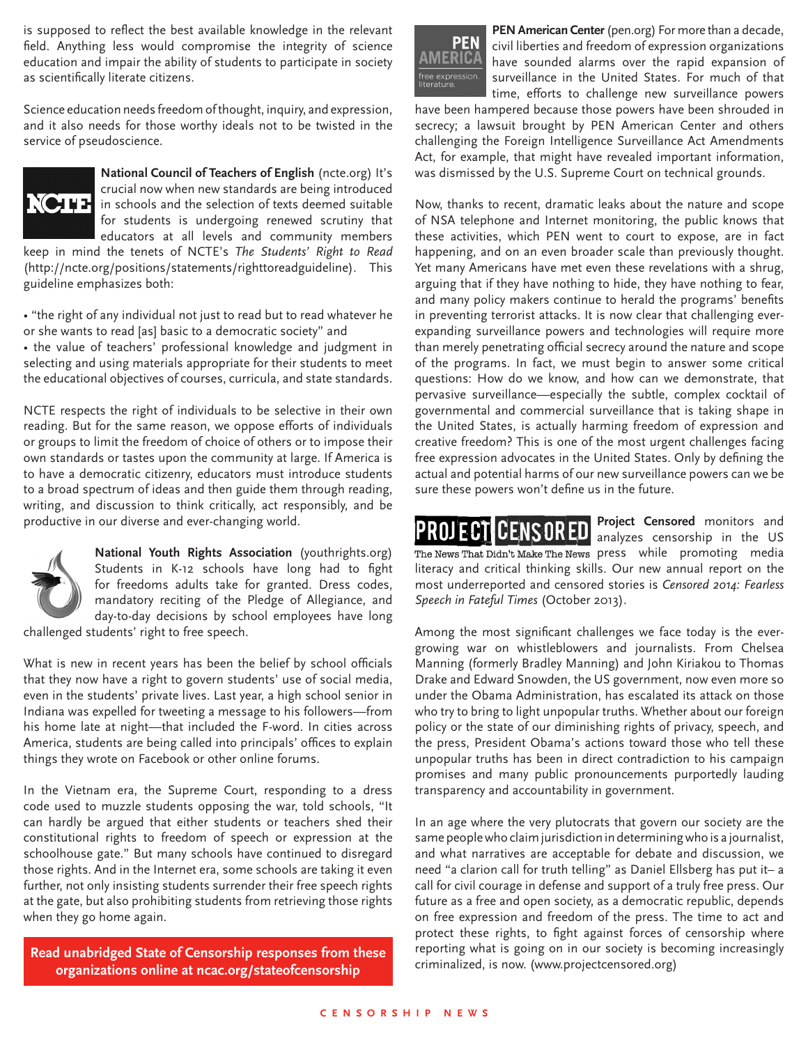is supposed to reflect the best available knowledge in the relevant field. Anything less would compromise the integrity of science education and impair the ability of students to participate in society as scientifically literate citizens.

Science education needs freedom of thought, inquiry, and expression, and it also needs for those worthy ideals not to be twisted in the service of pseudoscience.

**National Council of Teachers of English** (ncte.org) It's crucial now when new standards are being introduced in schools and the selection of texts deemed suitable for students is undergoing renewed scrutiny that educators at all levels and community members keep in mind the tenets of NCTE's *The Students' Right to Read* (http://ncte.org/positions/statements/righttoreadguideline). This guideline emphasizes both:

- "the right of any individual not just to read but to read whatever he or she wants to read [as] basic to a democratic society" and
- the value of teachers' professional knowledge and judgment in selecting and using materials appropriate for their students to meet the educational objectives of courses, curricula, and state standards.

NCTE respects the right of individuals to be selective in their own reading. But for the same reason, we oppose efforts of individuals or groups to limit the freedom of choice of others or to impose their own standards or tastes upon the community at large. If America is to have a democratic citizenry, educators must introduce students to a broad spectrum of ideas and then guide them through reading, writing, and discussion to think critically, act responsibly, and be productive in our diverse and ever-changing world.

**National Youth Rights Association** (youthrights.org) Students in K-12 schools have long had to fight for freedoms adults take for granted. Dress codes, mandatory reciting of the Pledge of Allegiance, and day-to-day decisions by school employees have long challenged students' right to free speech.

What is new in recent years has been the belief by school officials that they now have a right to govern students' use of social media, even in the students' private lives. Last year, a high school senior in Indiana was expelled for tweeting a message to his followers—from his home late at night—that included the F-word. In cities across America, students are being called into principals' offices to explain things they wrote on Facebook or other online forums.

In the Vietnam era, the Supreme Court, responding to a dress code used to muzzle students opposing the war, told schools, "It can hardly be argued that either students or teachers shed their constitutional rights to freedom of speech or expression at the schoolhouse gate." But many schools have continued to disregard those rights. And in the Internet era, some schools are taking it even further, not only insisting students surrender their free speech rights at the gate, but also prohibiting students from retrieving those rights when they go home again.

**Read unabridged State of Censorship responses from these organizations online at ncac.org/stateofcensorship**

**PEN American Center** (pen.org) For more than a decade, civil liberties and freedom of expression organizations have sounded alarms over the rapid expansion of surveillance in the United States. For much of that time, efforts to challenge new surveillance powers have been hampered because those powers have been shrouded in secrecy; a lawsuit brought by PEN American Center and others challenging the Foreign Intelligence Surveillance Act Amendments Act, for example, that might have revealed important information, was dismissed by the U.S. Supreme Court on technical grounds.

Now, thanks to recent, dramatic leaks about the nature and scope of NSA telephone and Internet monitoring, the public knows that these activities, which PEN went to court to expose, are in fact happening, and on an even broader scale than previously thought. Yet many Americans have met even these revelations with a shrug, arguing that if they have nothing to hide, they have nothing to fear, and many policy makers continue to herald the programs' benefits in preventing terrorist attacks. It is now clear that challenging ever-expanding surveillance powers and technologies will require more than merely penetrating official secrecy around the nature and scope of the programs. In fact, we must begin to answer some critical questions: How do we know, and how can we demonstrate, that pervasive surveillance—especially the subtle, complex cocktail of governmental and commercial surveillance that is taking shape in the United States, is actually harming freedom of expression and creative freedom? This is one of the most urgent challenges facing free expression advocates in the United States. Only by defining the actual and potential harms of our new surveillance powers can we be sure these powers won't define us in the future.

**Project Censored** monitors and analyzes censorship in the US press while promoting media literacy and critical thinking skills. Our new annual report on the most underreported and censored stories is *Censored 2014: Fearless Speech in Fateful Times* (October 2013).

Among the most significant challenges we face today is the ever-growing war on whistleblowers and journalists. From Chelsea Manning (formerly Bradley Manning) and John Kiriakou to Thomas Drake and Edward Snowden, the US government, now even more so under the Obama Administration, has escalated its attack on those who try to bring to light unpopular truths. Whether about our foreign policy or the state of our diminishing rights of privacy, speech, and the press, President Obama's actions toward those who tell these unpopular truths has been in direct contradiction to his campaign promises and many public pronouncements purportedly lauding transparency and accountability in government.

In an age where the very plutocrats that govern our society are the same people who claim jurisdiction in determining who is a journalist, and what narratives are acceptable for debate and discussion, we need "a clarion call for truth telling" as Daniel Ellsberg has put it– a call for civil courage in defense and support of a truly free press. Our future as a free and open society, as a democratic republic, depends on free expression and freedom of the press. The time to act and protect these rights, to fight against forces of censorship where reporting what is going on in our society is becoming increasingly criminalized, is now. (www.projectcensored.org)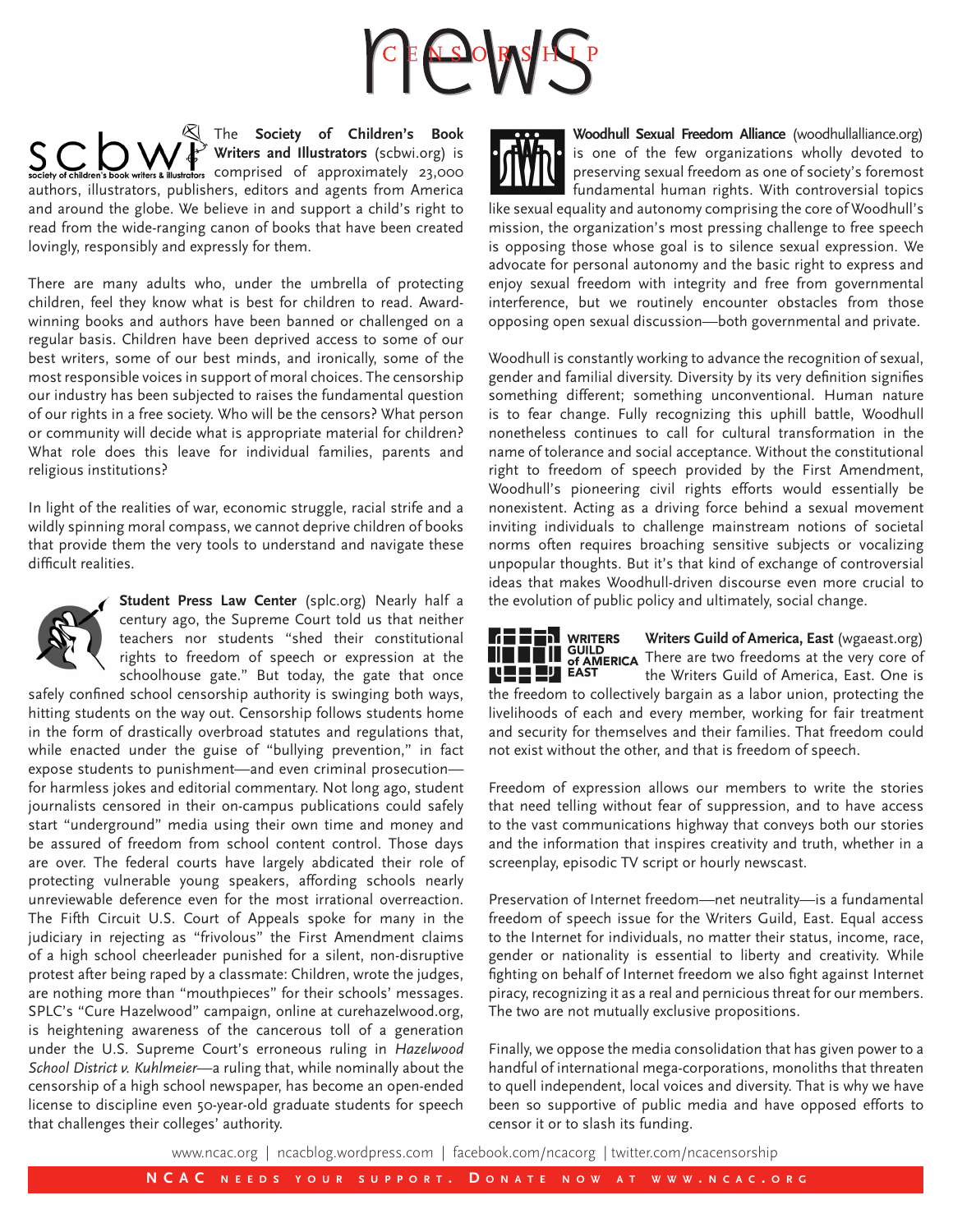# news

CENSORSHIP

The **Society of Children's Book Writers and Illustrators** (scbwi.org) is comprised of approximately 23,000 authors, illustrators, publishers, editors and agents from America and around the globe. We believe in and support a child's right to read from the wide-ranging canon of books that have been created lovingly, responsibly and expressly for them.

There are many adults who, under the umbrella of protecting children, feel they know what is best for children to read. Award-winning books and authors have been banned or challenged on a regular basis. Children have been deprived access to some of our best writers, some of our best minds, and ironically, some of the most responsible voices in support of moral choices. The censorship our industry has been subjected to raises the fundamental question of our rights in a free society. Who will be the censors? What person or community will decide what is appropriate material for children? What role does this leave for individual families, parents and religious institutions?

In light of the realities of war, economic struggle, racial strife and a wildly spinning moral compass, we cannot deprive children of books that provide them the very tools to understand and navigate these difficult realities.

**Student Press Law Center** (splc.org) Nearly half a century ago, the Supreme Court told us that neither teachers nor students "shed their constitutional rights to freedom of speech or expression at the schoolhouse gate." But today, the gate that once safely confined school censorship authority is swinging both ways, hitting students on the way out. Censorship follows students home in the form of drastically overbroad statutes and regulations that, while enacted under the guise of "bullying prevention," in fact expose students to punishment—and even criminal prosecution—for harmless jokes and editorial commentary. Not long ago, student journalists censored in their on-campus publications could safely start "underground" media using their own time and money and be assured of freedom from school content control. Those days are over. The federal courts have largely abdicated their role of protecting vulnerable young speakers, affording schools nearly unreviewable deference even for the most irrational overreaction. The Fifth Circuit U.S. Court of Appeals spoke for many in the judiciary in rejecting as "frivolous" the First Amendment claims of a high school cheerleader punished for a silent, non-disruptive protest after being raped by a classmate: Children, wrote the judges, are nothing more than "mouthpieces" for their schools' messages. SPLC's "Cure Hazelwood" campaign, online at curehazelwood.org, is heightening awareness of the cancerous toll of a generation under the U.S. Supreme Court's erroneous ruling in *Hazelwood School District v. Kuhlmeier*—a ruling that, while nominally about the censorship of a high school newspaper, has become an open-ended license to discipline even 50-year-old graduate students for speech that challenges their colleges' authority.

**Woodhull Sexual Freedom Alliance** (woodhullalliance.org) is one of the few organizations wholly devoted to preserving sexual freedom as one of society's foremost fundamental human rights. With controversial topics like sexual equality and autonomy comprising the core of Woodhull's mission, the organization's most pressing challenge to free speech is opposing those whose goal is to silence sexual expression. We advocate for personal autonomy and the basic right to express and enjoy sexual freedom with integrity and free from governmental interference, but we routinely encounter obstacles from those opposing open sexual discussion—both governmental and private.

Woodhull is constantly working to advance the recognition of sexual, gender and familial diversity. Diversity by its very definition signifies something different; something unconventional. Human nature is to fear change. Fully recognizing this uphill battle, Woodhull nonetheless continues to call for cultural transformation in the name of tolerance and social acceptance. Without the constitutional right to freedom of speech provided by the First Amendment, Woodhull's pioneering civil rights efforts would essentially be nonexistent. Acting as a driving force behind a sexual movement inviting individuals to challenge mainstream notions of societal norms often requires broaching sensitive subjects or vocalizing unpopular thoughts. But it's that kind of exchange of controversial ideas that makes Woodhull-driven discourse even more crucial to the evolution of public policy and ultimately, social change.

**Writers Guild of America, East** (wgaeast.org) There are two freedoms at the very core of the Writers Guild of America, East. One is the freedom to collectively bargain as a labor union, protecting the livelihoods of each and every member, working for fair treatment and security for themselves and their families. That freedom could not exist without the other, and that is freedom of speech.

Freedom of expression allows our members to write the stories that need telling without fear of suppression, and to have access to the vast communications highway that conveys both our stories and the information that inspires creativity and truth, whether in a screenplay, episodic TV script or hourly newscast.

Preservation of Internet freedom—net neutrality—is a fundamental freedom of speech issue for the Writers Guild, East. Equal access to the Internet for individuals, no matter their status, income, race, gender or nationality is essential to liberty and creativity. While fighting on behalf of Internet freedom we also fight against Internet piracy, recognizing it as a real and pernicious threat for our members. The two are not mutually exclusive propositions.

Finally, we oppose the media consolidation that has given power to a handful of international mega-corporations, monoliths that threaten to quell independent, local voices and diversity. That is why we have been so supportive of public media and have opposed efforts to censor it or to slash its funding.

www.ncac.org | ncacblog.wordpress.com | facebook.com/ncacorg | twitter.com/ncacensorship

**NCAC needs your support. Donate now at www.ncac.org**